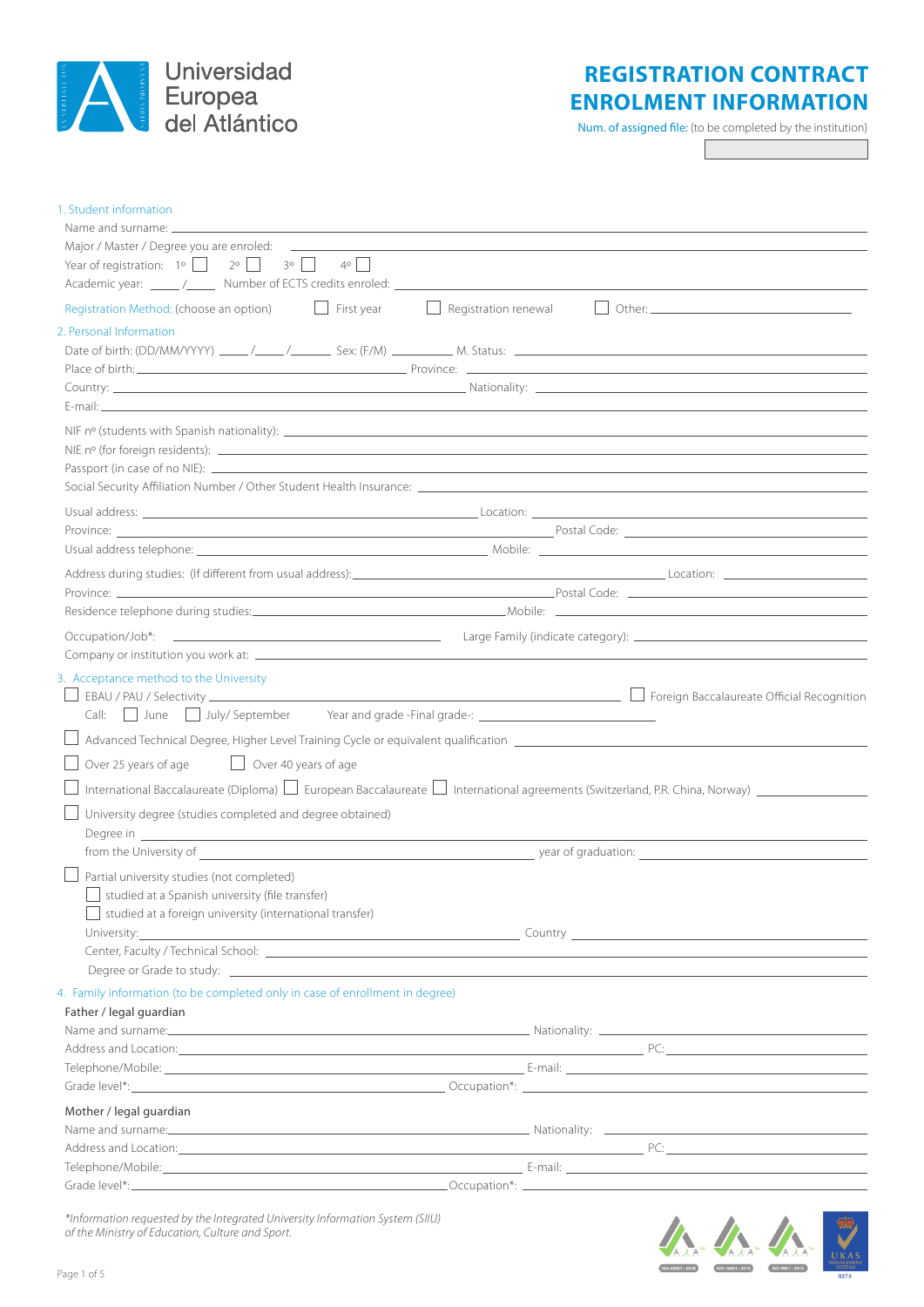Universidad Europea del Atlántico

# REGISTRATION CONTRACT ENROLMENT INFORMATION

Num. of assigned file: (to be completed by the institution)

## 1. Student information

Name and surname: ______________________________

Major / Master / Degree you are enroled: ______________________________

Year of registration: 1º ☐ 2º ☐ 3º ☐ 4º ☐

Academic year: _____/_____ Number of ECTS credits enroled: ______________________________

Registration Method: (choose an option) ☐ First year ☐ Registration renewal ☐ Other: ____________

## 2. Personal Information

Date of birth: (DD/MM/YYYY) _____/_____/_______ Sex: (F/M) _________ M. Status: ______________

Place of birth: ______________________________ Province: ______________________________

Country: ______________________________ Nationality: ______________________________

E-mail: ______________________________

NIF nº (students with Spanish nationality): ______________________________

NIE nº (for foreign residents): ______________________________

Passport (in case of no NIE): ______________________________

Social Security Affiliation Number / Other Student Health Insurance: ______________________________

Usual address: ______________________________ Location: ______________________________

Province: ______________________________ Postal Code: ______________________________

Usual address telephone: ______________________________ Mobile: ______________________________

Address during studies: (If different from usual address): ______________________________ Location: ______________

Province: ______________________________ Postal Code: ______________________________

Residence telephone during studies: ______________________________ Mobile: ______________________________

Occupation/Job*: ______________________________ Large Family (indicate category): ______________________________

Company or institution you work at: ______________________________

## 3. Acceptance method to the University

☐ EBAU / PAU / Selectivity ______________________________ ☐ Foreign Baccalaureate Official Recognition

Call: ☐ June ☐ July/ September Year and grade -Final grade-: ______________________________

☐ Advanced Technical Degree, Higher Level Training Cycle or equivalent qualification ______________________________

☐ Over 25 years of age ☐ Over 40 years of age

☐ International Baccalaureate (Diploma) ☐ European Baccalaureate ☐ International agreements (Switzerland, P.R. China, Norway) ______________

☐ University degree (studies completed and degree obtained)

Degree in ______________________________

from the University of ______________________________ year of graduation: ______________________________

☐ Partial university studies (not completed)

☐ studied at a Spanish university (file transfer)

☐ studied at a foreign university (international transfer)

University: ______________________________ Country ______________________________

Center, Faculty / Technical School: ______________________________

Degree or Grade to study: ______________________________

## 4. Family information (to be completed only in case of enrollment in degree)

**Father / legal guardian**

Name and surname: ______________________________ Nationality: ______________________________

Address and Location: ______________________________ PC: ______________________________

Telephone/Mobile: ______________________________ E-mail: ______________________________

Grade level*: ______________________________ Occupation*: ______________________________

**Mother / legal guardian**

Name and surname: ______________________________ Nationality: ______________________________

Address and Location: ______________________________ PC: ______________________________

Telephone/Mobile: ______________________________ E-mail: ______________________________

Grade level*: ______________________________ Occupation*: ______________________________

*\*Information requested by the Integrated University Information System (SIIU) of the Ministry of Education, Culture and Sport.*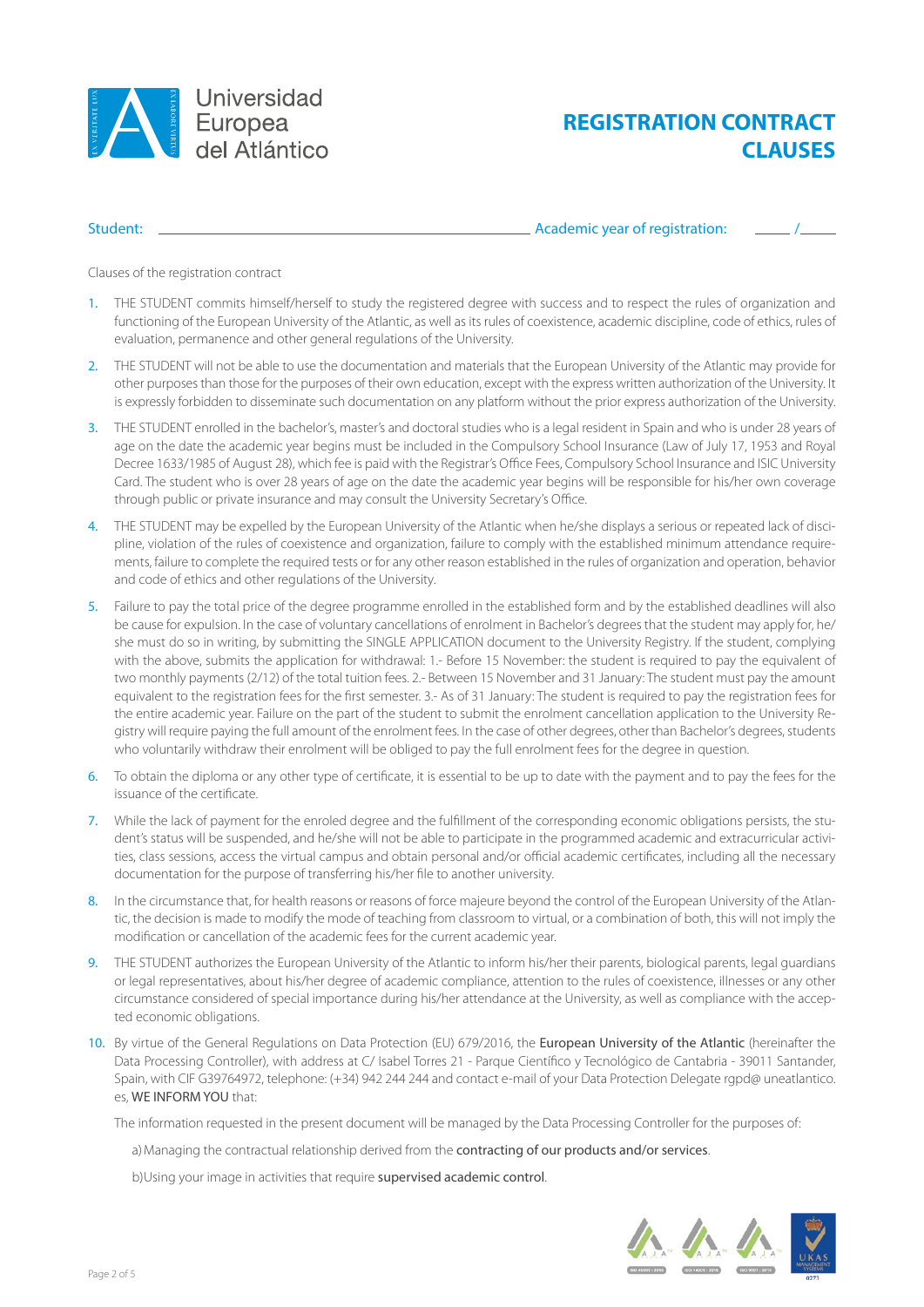# REGISTRATION CONTRACT CLAUSES

Student: \_\_\_\_\_\_\_\_\_\_\_\_\_\_\_\_\_\_\_\_\_\_\_\_\_\_\_\_\_\_\_\_\_\_\_\_\_\_\_\_\_\_ Academic year of registration: \_\_\_\_ / \_\_\_\_

Clauses of the registration contract

1. THE STUDENT commits himself/herself to study the registered degree with success and to respect the rules of organization and functioning of the European University of the Atlantic, as well as its rules of coexistence, academic discipline, code of ethics, rules of evaluation, permanence and other general regulations of the University.

2. THE STUDENT will not be able to use the documentation and materials that the European University of the Atlantic may provide for other purposes than those for the purposes of their own education, except with the express written authorization of the University. It is expressly forbidden to disseminate such documentation on any platform without the prior express authorization of the University.

3. THE STUDENT enrolled in the bachelor's, master's and doctoral studies who is a legal resident in Spain and who is under 28 years of age on the date the academic year begins must be included in the Compulsory School Insurance (Law of July 17, 1953 and Royal Decree 1633/1985 of August 28), which fee is paid with the Registrar's Office Fees, Compulsory School Insurance and ISIC University Card. The student who is over 28 years of age on the date the academic year begins will be responsible for his/her own coverage through public or private insurance and may consult the University Secretary's Office.

4. THE STUDENT may be expelled by the European University of the Atlantic when he/she displays a serious or repeated lack of discipline, violation of the rules of coexistence and organization, failure to comply with the established minimum attendance requirements, failure to complete the required tests or for any other reason established in the rules of organization and operation, behavior and code of ethics and other regulations of the University.

5. Failure to pay the total price of the degree programme enrolled in the established form and by the established deadlines will also be cause for expulsion. In the case of voluntary cancellations of enrolment in Bachelor's degrees that the student may apply for, he/she must do so in writing, by submitting the SINGLE APPLICATION document to the University Registry. If the student, complying with the above, submits the application for withdrawal: 1.- Before 15 November: the student is required to pay the equivalent of two monthly payments (2/12) of the total tuition fees. 2.- Between 15 November and 31 January: The student must pay the amount equivalent to the registration fees for the first semester. 3.- As of 31 January: The student is required to pay the registration fees for the entire academic year. Failure on the part of the student to submit the enrolment cancellation application to the University Registry will require paying the full amount of the enrolment fees. In the case of other degrees, other than Bachelor's degrees, students who voluntarily withdraw their enrolment will be obliged to pay the full enrolment fees for the degree in question.

6. To obtain the diploma or any other type of certificate, it is essential to be up to date with the payment and to pay the fees for the issuance of the certificate.

7. While the lack of payment for the enroled degree and the fulfillment of the corresponding economic obligations persists, the student's status will be suspended, and he/she will not be able to participate in the programmed academic and extracurricular activities, class sessions, access the virtual campus and obtain personal and/or official academic certificates, including all the necessary documentation for the purpose of transferring his/her file to another university.

8. In the circumstance that, for health reasons or reasons of force majeure beyond the control of the European University of the Atlantic, the decision is made to modify the mode of teaching from classroom to virtual, or a combination of both, this will not imply the modification or cancellation of the academic fees for the current academic year.

9. THE STUDENT authorizes the European University of the Atlantic to inform his/her their parents, biological parents, legal guardians or legal representatives, about his/her degree of academic compliance, attention to the rules of coexistence, illnesses or any other circumstance considered of special importance during his/her attendance at the University, as well as compliance with the accepted economic obligations.

10. By virtue of the General Regulations on Data Protection (EU) 679/2016, the European University of the Atlantic (hereinafter the Data Processing Controller), with address at C/ Isabel Torres 21 - Parque Científico y Tecnológico de Cantabria - 39011 Santander, Spain, with CIF G39764972, telephone: (+34) 942 244 244 and contact e-mail of your Data Protection Delegate rgpd@ uneatlantico.es, WE INFORM YOU that:

    The information requested in the present document will be managed by the Data Processing Controller for the purposes of:

    a) Managing the contractual relationship derived from the contracting of our products and/or services.

    b) Using your image in activities that require supervised academic control.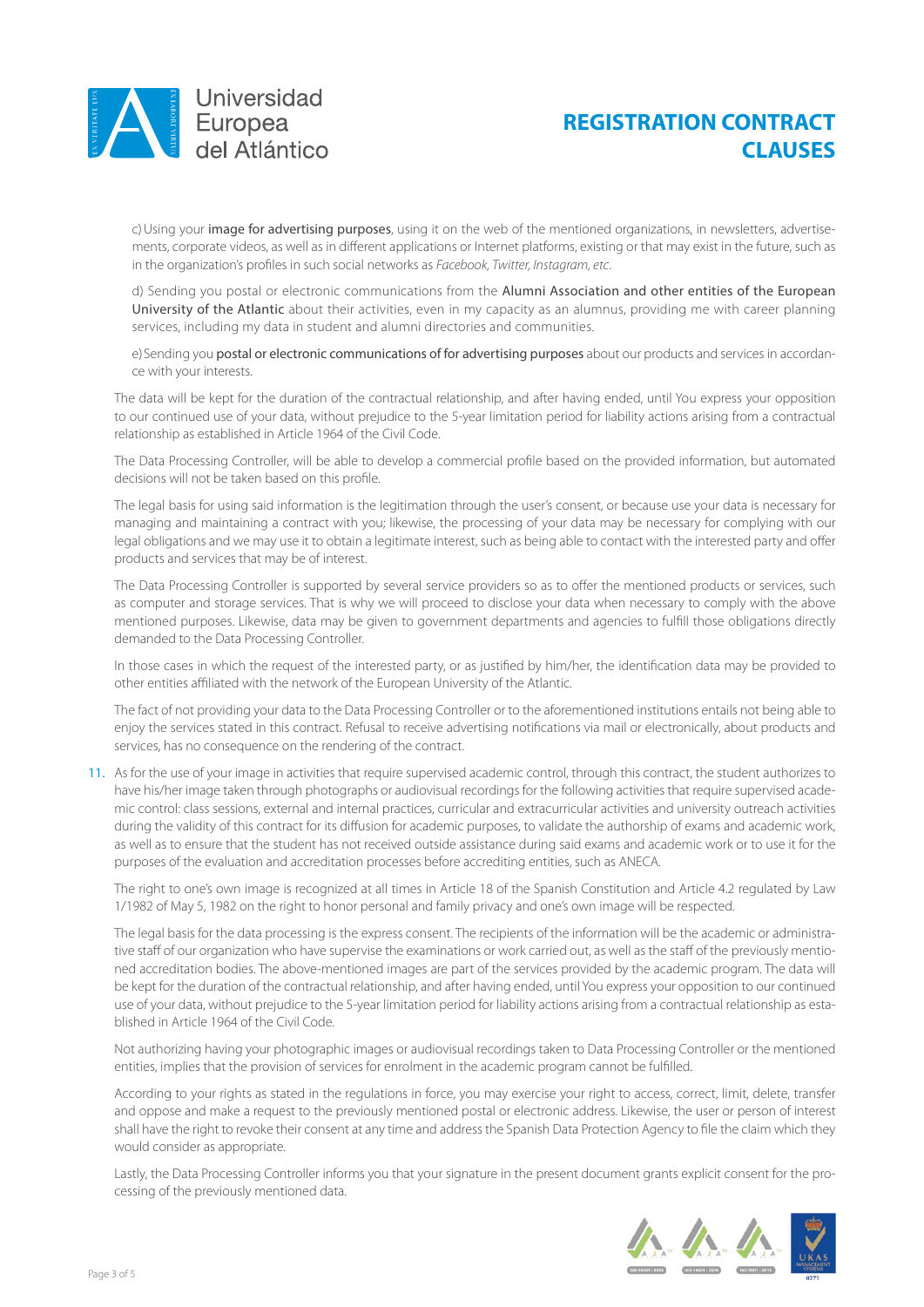c) Using your **image for advertising purposes**, using it on the web of the mentioned organizations, in newsletters, advertisements, corporate videos, as well as in different applications or Internet platforms, existing or that may exist in the future, such as in the organization's profiles in such social networks as *Facebook, Twitter, Instagram, etc.*

d) Sending you postal or electronic communications from the **Alumni Association and other entities of the European University of the Atlantic** about their activities, even in my capacity as an alumnus, providing me with career planning services, including my data in student and alumni directories and communities.

e) Sending you **postal or electronic communications of for advertising purposes** about our products and services in accordance with your interests.

The data will be kept for the duration of the contractual relationship, and after having ended, until You express your opposition to our continued use of your data, without prejudice to the 5-year limitation period for liability actions arising from a contractual relationship as established in Article 1964 of the Civil Code.

The Data Processing Controller, will be able to develop a commercial profile based on the provided information, but automated decisions will not be taken based on this profile.

The legal basis for using said information is the legitimation through the user's consent, or because use your data is necessary for managing and maintaining a contract with you; likewise, the processing of your data may be necessary for complying with our legal obligations and we may use it to obtain a legitimate interest, such as being able to contact with the interested party and offer products and services that may be of interest.

The Data Processing Controller is supported by several service providers so as to offer the mentioned products or services, such as computer and storage services. That is why we will proceed to disclose your data when necessary to comply with the above mentioned purposes. Likewise, data may be given to government departments and agencies to fulfill those obligations directly demanded to the Data Processing Controller.

In those cases in which the request of the interested party, or as justified by him/her, the identification data may be provided to other entities affiliated with the network of the European University of the Atlantic.

The fact of not providing your data to the Data Processing Controller or to the aforementioned institutions entails not being able to enjoy the services stated in this contract. Refusal to receive advertising notifications via mail or electronically, about products and services, has no consequence on the rendering of the contract.

11. As for the use of your image in activities that require supervised academic control, through this contract, the student authorizes to have his/her image taken through photographs or audiovisual recordings for the following activities that require supervised academic control: class sessions, external and internal practices, curricular and extracurricular activities and university outreach activities during the validity of this contract for its diffusion for academic purposes, to validate the authorship of exams and academic work, as well as to ensure that the student has not received outside assistance during said exams and academic work or to use it for the purposes of the evaluation and accreditation processes before accrediting entities, such as ANECA.

    The right to one's own image is recognized at all times in Article 18 of the Spanish Constitution and Article 4.2 regulated by Law 1/1982 of May 5, 1982 on the right to honor personal and family privacy and one's own image will be respected.

    The legal basis for the data processing is the express consent. The recipients of the information will be the academic or administrative staff of our organization who have supervise the examinations or work carried out, as well as the staff of the previously mentioned accreditation bodies. The above-mentioned images are part of the services provided by the academic program. The data will be kept for the duration of the contractual relationship, and after having ended, until You express your opposition to our continued use of your data, without prejudice to the 5-year limitation period for liability actions arising from a contractual relationship as established in Article 1964 of the Civil Code.

    Not authorizing having your photographic images or audiovisual recordings taken to Data Processing Controller or the mentioned entities, implies that the provision of services for enrolment in the academic program cannot be fulfilled.

    According to your rights as stated in the regulations in force, you may exercise your right to access, correct, limit, delete, transfer and oppose and make a request to the previously mentioned postal or electronic address. Likewise, the user or person of interest shall have the right to revoke their consent at any time and address the Spanish Data Protection Agency to file the claim which they would consider as appropriate.

    Lastly, the Data Processing Controller informs you that your signature in the present document grants explicit consent for the processing of the previously mentioned data.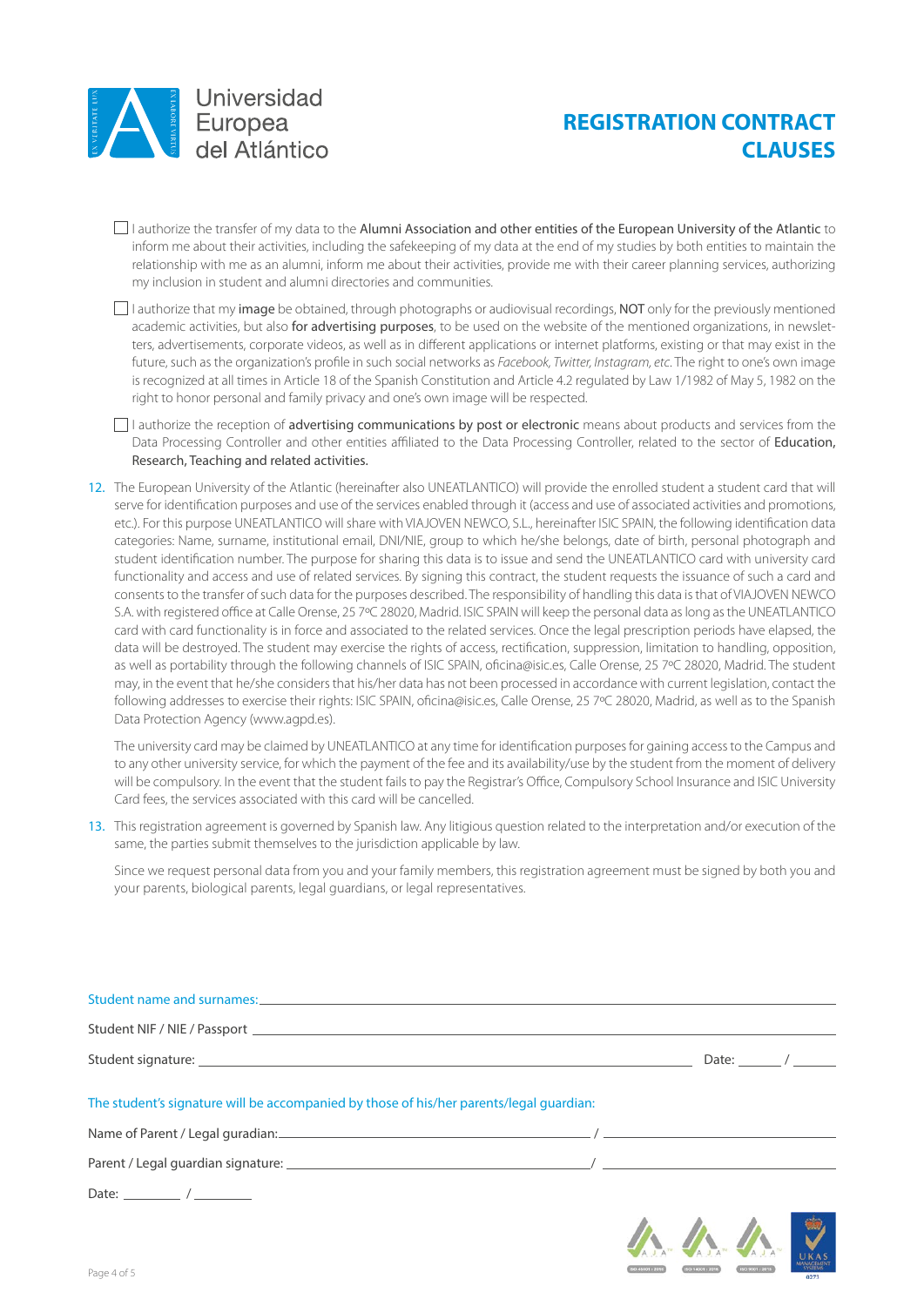# REGISTRATION CONTRACT CLAUSES

- ☐ I authorize the transfer of my data to the **Alumni Association and other entities of the European University of the Atlantic** to inform me about their activities, including the safekeeping of my data at the end of my studies by both entities to maintain the relationship with me as an alumni, inform me about their activities, provide me with their career planning services, authorizing my inclusion in student and alumni directories and communities.

- ☐ I authorize that my **image** be obtained, through photographs or audiovisual recordings, **NOT** only for the previously mentioned academic activities, but also **for advertising purposes**, to be used on the website of the mentioned organizations, in newsletters, advertisements, corporate videos, as well as in different applications or internet platforms, existing or that may exist in the future, such as the organization's profile in such social networks as *Facebook, Twitter, Instagram, etc.* The right to one's own image is recognized at all times in Article 18 of the Spanish Constitution and Article 4.2 regulated by Law 1/1982 of May 5, 1982 on the right to honor personal and family privacy and one's own image will be respected.

- ☐ I authorize the reception of **advertising communications by post or electronic** means about products and services from the Data Processing Controller and other entities affiliated to the Data Processing Controller, related to the sector of **Education, Research, Teaching and related activities.**

12. The European University of the Atlantic (hereinafter also UNEATLANTICO) will provide the enrolled student a student card that will serve for identification purposes and use of the services enabled through it (access and use of associated activities and promotions, etc.). For this purpose UNEATLANTICO will share with VIAJOVEN NEWCO, S.L., hereinafter ISIC SPAIN, the following identification data categories: Name, surname, institutional email, DNI/NIE, group to which he/she belongs, date of birth, personal photograph and student identification number. The purpose for sharing this data is to issue and send the UNEATLANTICO card with university card functionality and access and use of related services. By signing this contract, the student requests the issuance of such a card and consents to the transfer of such data for the purposes described. The responsibility of handling this data is that of VIAJOVEN NEWCO S.A. with registered office at Calle Orense, 25 7ºC 28020, Madrid. ISIC SPAIN will keep the personal data as long as the UNEATLANTICO card with card functionality is in force and associated to the related services. Once the legal prescription periods have elapsed, the data will be destroyed. The student may exercise the rights of access, rectification, suppression, limitation to handling, opposition, as well as portability through the following channels of ISIC SPAIN, oficina@isic.es, Calle Orense, 25 7ºC 28020, Madrid. The student may, in the event that he/she considers that his/her data has not been processed in accordance with current legislation, contact the following addresses to exercise their rights: ISIC SPAIN, oficina@isic.es, Calle Orense, 25 7ºC 28020, Madrid, as well as to the Spanish Data Protection Agency (www.agpd.es).

    The university card may be claimed by UNEATLANTICO at any time for identification purposes for gaining access to the Campus and to any other university service, for which the payment of the fee and its availability/use by the student from the moment of delivery will be compulsory. In the event that the student fails to pay the Registrar's Office, Compulsory School Insurance and ISIC University Card fees, the services associated with this card will be cancelled.

13. This registration agreement is governed by Spanish law. Any litigious question related to the interpretation and/or execution of the same, the parties submit themselves to the jurisdiction applicable by law.

    Since we request personal data from you and your family members, this registration agreement must be signed by both you and your parents, biological parents, legal guardians, or legal representatives.

Student name and surnames: ____________________

Student NIF / NIE / Passport ____________________

Student signature: ____________________ Date: ______ / ______

The student's signature will be accompanied by those of his/her parents/legal guardian:

Name of Parent / Legal guradian: ____________________ / ____________________

Parent / Legal guardian signature: ____________________ / ____________________

Date: ________ / ________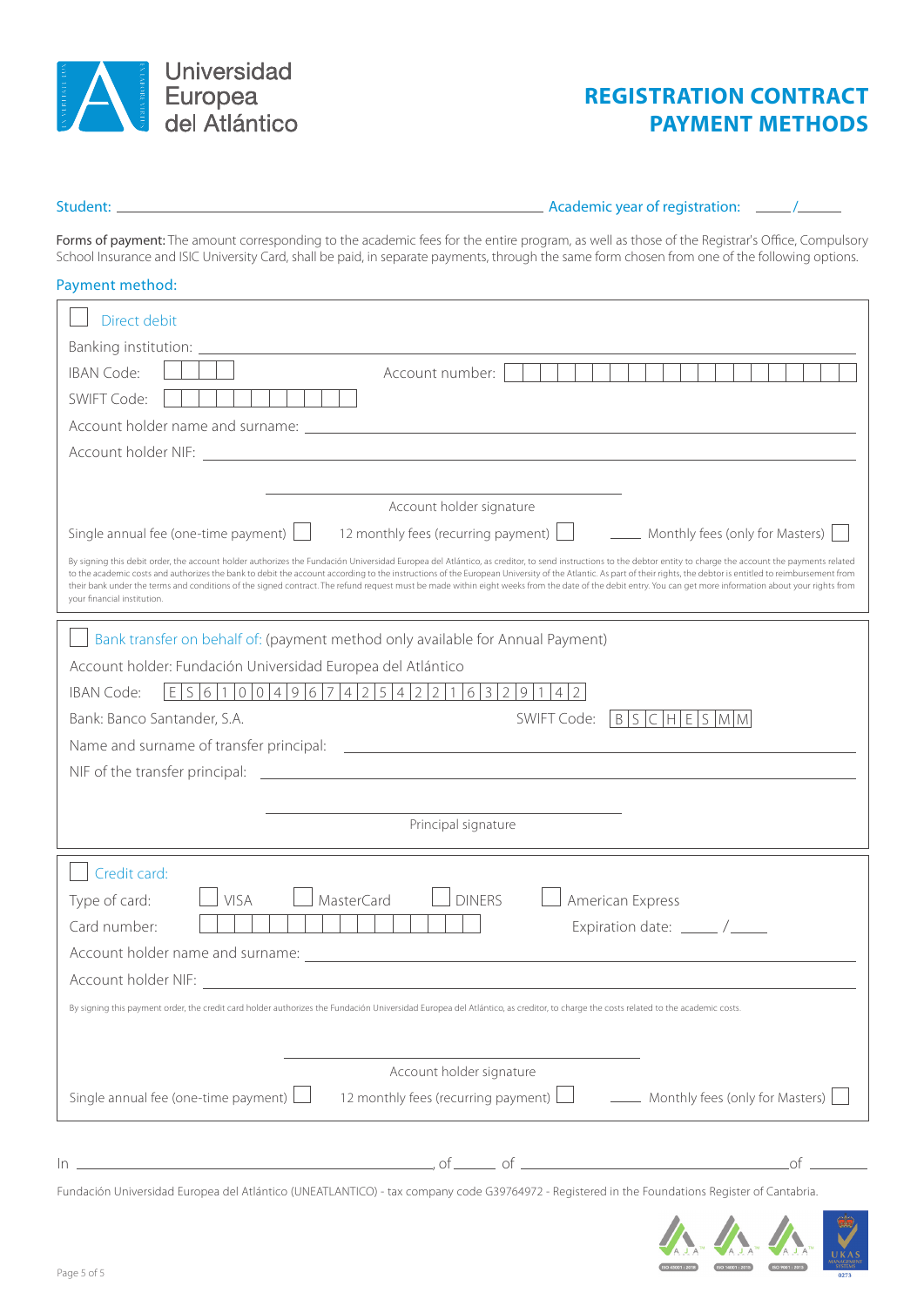Universidad Europea del Atlántico

# REGISTRATION CONTRACT PAYMENT METHODS

Student: ______________________________ Academic year of registration: ____/____

**Forms of payment:** The amount corresponding to the academic fees for the entire program, as well as those of the Registrar's Office, Compulsory School Insurance and ISIC University Card, shall be paid, in separate payments, through the same form chosen from one of the following options.

## Payment method:

☐ Direct debit

Banking institution: ______________________________

IBAN Code: ☐☐☐☐ Account number: ☐☐☐☐☐☐☐☐☐☐☐☐☐☐☐☐☐☐☐☐

SWIFT Code: ☐☐☐☐☐☐☐☐☐☐☐

Account holder name and surname: ______________________________

Account holder NIF: ______________________________

______________________________
Account holder signature

Single annual fee (one-time payment) ☐ 12 monthly fees (recurring payment) ☐ ____ Monthly fees (only for Masters) ☐

By signing this debit order, the account holder authorizes the Fundación Universidad Europea del Atlántico, as creditor, to send instructions to the debtor entity to charge the account the payments related to the academic costs and authorizes the bank to debit the account according to the instructions of the European University of the Atlantic. As part of their rights, the debtor is entitled to reimbursement from their bank under the terms and conditions of the signed contract. The refund request must be made within eight weeks from the date of the debit entry. You can get more information about your rights from your financial institution.

☐ Bank transfer on behalf of: (payment method only available for Annual Payment)

Account holder: Fundación Universidad Europea del Atlántico

IBAN Code: ES61 0049 6742 5422 1632 9142

Bank: Banco Santander, S.A. SWIFT Code: BSCHESMM

Name and surname of transfer principal: ______________________________

NIF of the transfer principal: ______________________________

______________________________
Principal signature

☐ Credit card:

Type of card: ☐ VISA ☐ MasterCard ☐ DINERS ☐ American Express

Card number: ☐☐☐☐☐☐☐☐☐☐☐☐☐☐☐☐ Expiration date: ____ /____

Account holder name and surname: ______________________________

Account holder NIF: ______________________________

By signing this payment order, the credit card holder authorizes the Fundación Universidad Europea del Atlántico, as creditor, to charge the costs related to the academic costs.

______________________________
Account holder signature

Single annual fee (one-time payment) ☐ 12 monthly fees (recurring payment) ☐ ____ Monthly fees (only for Masters) ☐

In ______________________________, of ______ of ______________________________ of ________

Fundación Universidad Europea del Atlántico (UNEATLANTICO) - tax company code G39764972 - Registered in the Foundations Register of Cantabria.